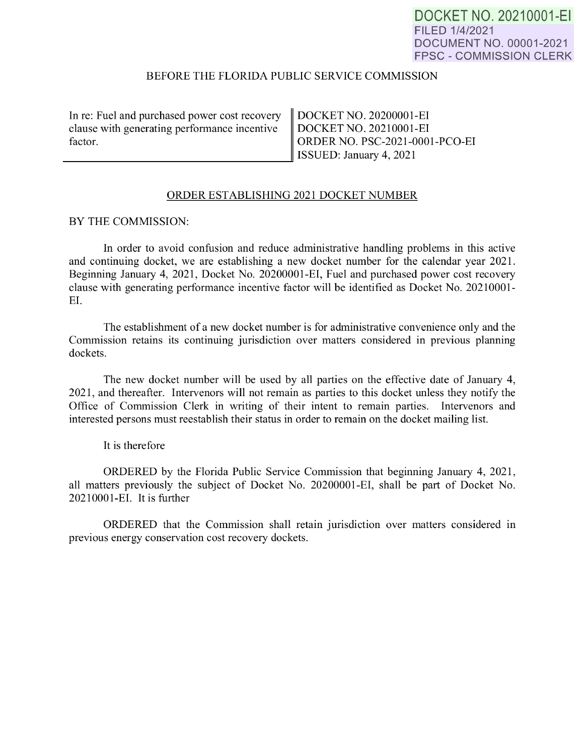DOCKET NO. 20210001-EI
FILED 1/4/2021
DOCUMENT NO. 00001-2021
FPSC - COMMISSION CLERK

BEFORE THE FLORIDA PUBLIC SERVICE COMMISSION

| In re: Fuel and purchased power cost recovery clause with generating performance incentive factor. | DOCKET NO. 20200001-EI<br>DOCKET NO. 20210001-EI<br>ORDER NO. PSC-2021-0001-PCO-EI<br>ISSUED: January 4, 2021 |
|---|---|

## ORDER ESTABLISHING 2021 DOCKET NUMBER

BY THE COMMISSION:

In order to avoid confusion and reduce administrative handling problems in this active and continuing docket, we are establishing a new docket number for the calendar year 2021. Beginning January 4, 2021, Docket No. 20200001-EI, Fuel and purchased power cost recovery clause with generating performance incentive factor will be identified as Docket No. 20210001-EI.

The establishment of a new docket number is for administrative convenience only and the Commission retains its continuing jurisdiction over matters considered in previous planning dockets.

The new docket number will be used by all parties on the effective date of January 4, 2021, and thereafter. Intervenors will not remain as parties to this docket unless they notify the Office of Commission Clerk in writing of their intent to remain parties. Intervenors and interested persons must reestablish their status in order to remain on the docket mailing list.

It is therefore

ORDERED by the Florida Public Service Commission that beginning January 4, 2021, all matters previously the subject of Docket No. 20200001-EI, shall be part of Docket No. 20210001-EI. It is further

ORDERED that the Commission shall retain jurisdiction over matters considered in previous energy conservation cost recovery dockets.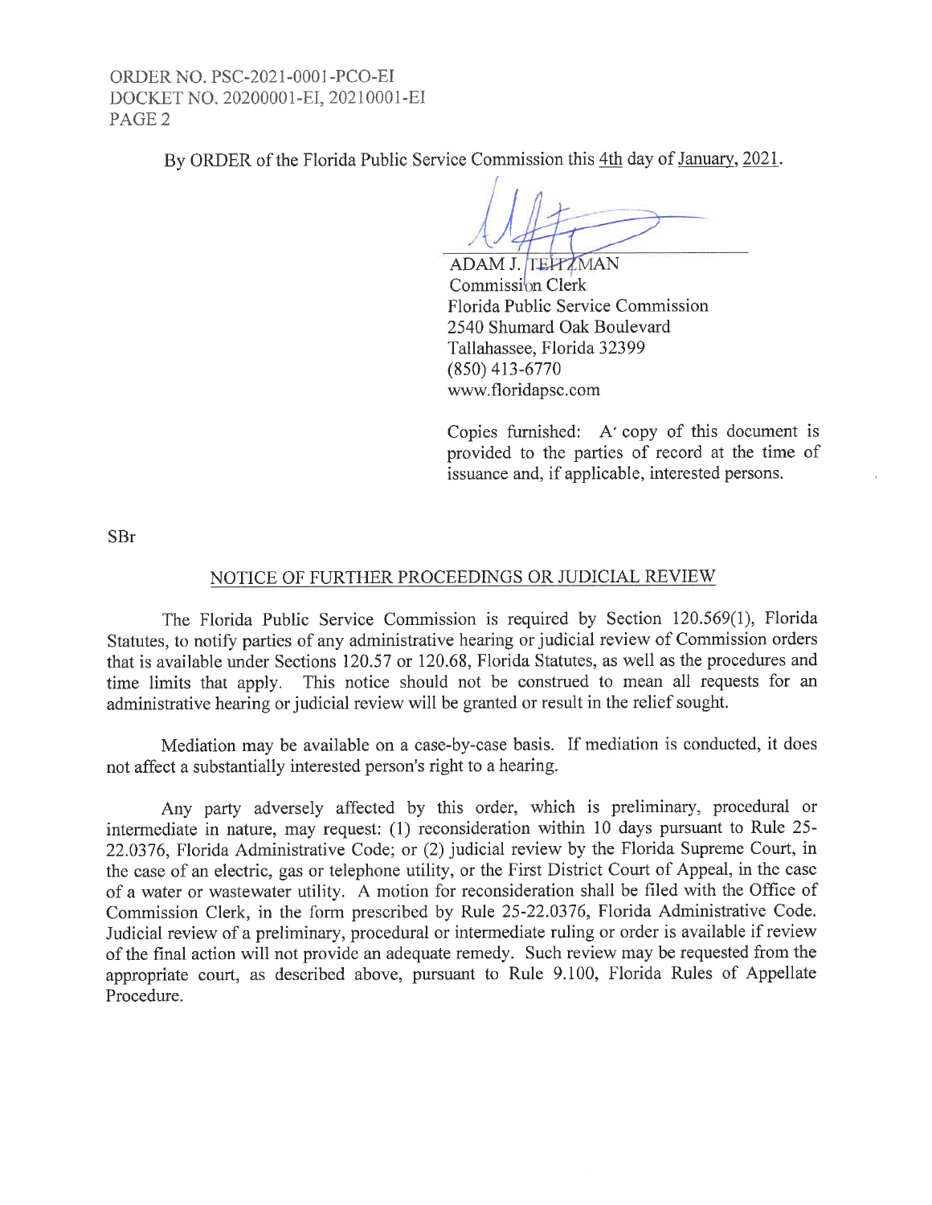By ORDER of the Florida Public Service Commission this 4th day of January, 2021.

ADAM J. TEITZMAN
Commission Clerk
Florida Public Service Commission
2540 Shumard Oak Boulevard
Tallahassee, Florida 32399
(850) 413-6770
www.floridapsc.com

Copies furnished: A copy of this document is provided to the parties of record at the time of issuance and, if applicable, interested persons.

SBr

## NOTICE OF FURTHER PROCEEDINGS OR JUDICIAL REVIEW

The Florida Public Service Commission is required by Section 120.569(1), Florida Statutes, to notify parties of any administrative hearing or judicial review of Commission orders that is available under Sections 120.57 or 120.68, Florida Statutes, as well as the procedures and time limits that apply. This notice should not be construed to mean all requests for an administrative hearing or judicial review will be granted or result in the relief sought.

Mediation may be available on a case-by-case basis. If mediation is conducted, it does not affect a substantially interested person's right to a hearing.

Any party adversely affected by this order, which is preliminary, procedural or intermediate in nature, may request: (1) reconsideration within 10 days pursuant to Rule 25-22.0376, Florida Administrative Code; or (2) judicial review by the Florida Supreme Court, in the case of an electric, gas or telephone utility, or the First District Court of Appeal, in the case of a water or wastewater utility. A motion for reconsideration shall be filed with the Office of Commission Clerk, in the form prescribed by Rule 25-22.0376, Florida Administrative Code. Judicial review of a preliminary, procedural or intermediate ruling or order is available if review of the final action will not provide an adequate remedy. Such review may be requested from the appropriate court, as described above, pursuant to Rule 9.100, Florida Rules of Appellate Procedure.